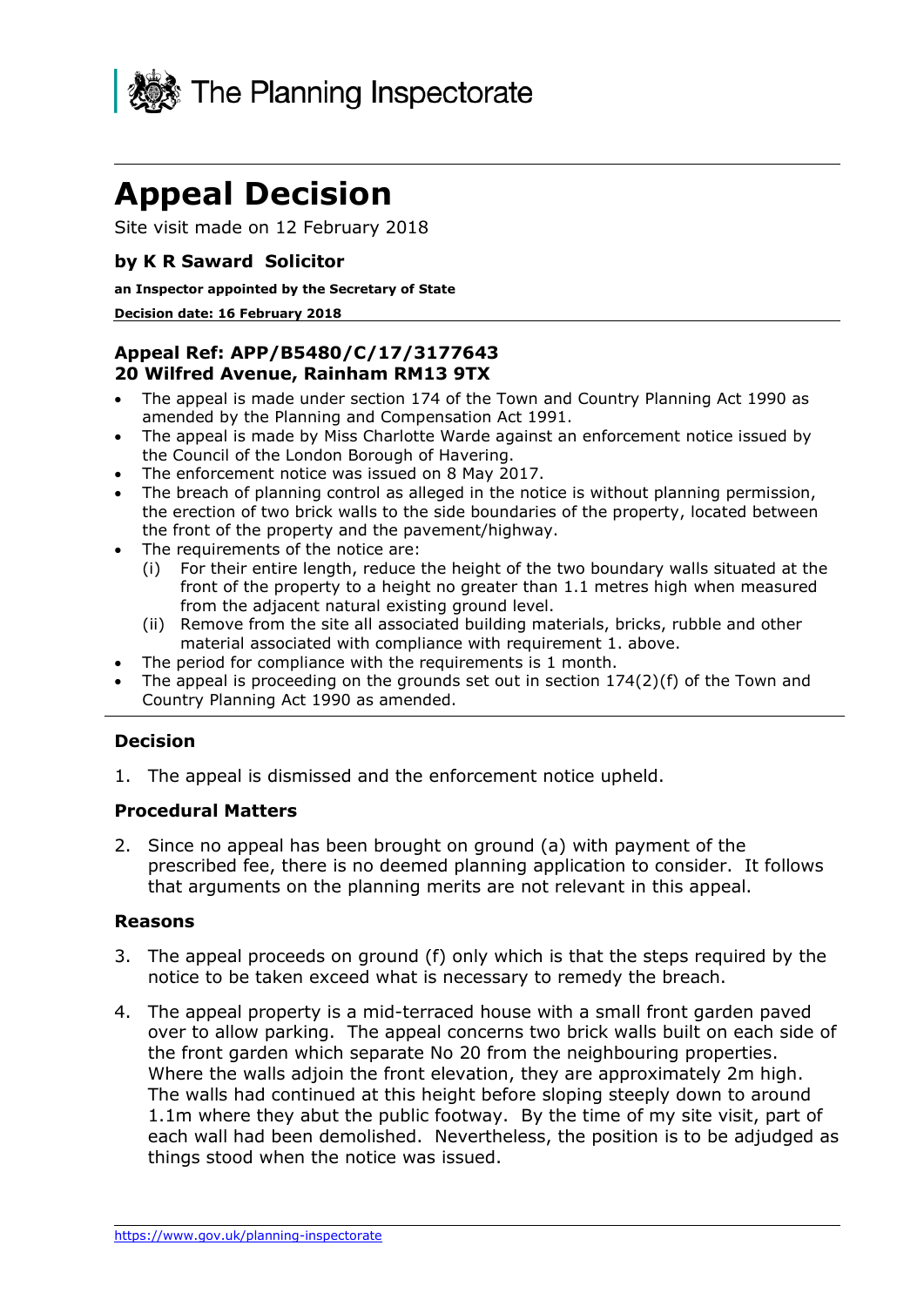The Planning Inspectorate

# Appeal Decision

Site visit made on 12 February 2018

### by K R Saward Solicitor

**an Inspector appointed by the Secretary of State**

**Decision date: 16 February 2018**

### Appeal Ref: APP/B5480/C/17/3177643
### 20 Wilfred Avenue, Rainham RM13 9TX

- The appeal is made under section 174 of the Town and Country Planning Act 1990 as amended by the Planning and Compensation Act 1991.
- The appeal is made by Miss Charlotte Warde against an enforcement notice issued by the Council of the London Borough of Havering.
- The enforcement notice was issued on 8 May 2017.
- The breach of planning control as alleged in the notice is without planning permission, the erection of two brick walls to the side boundaries of the property, located between the front of the property and the pavement/highway.
- The requirements of the notice are:
  - (i) For their entire length, reduce the height of the two boundary walls situated at the front of the property to a height no greater than 1.1 metres high when measured from the adjacent natural existing ground level.
  - (ii) Remove from the site all associated building materials, bricks, rubble and other material associated with compliance with requirement 1. above.
- The period for compliance with the requirements is 1 month.
- The appeal is proceeding on the grounds set out in section 174(2)(f) of the Town and Country Planning Act 1990 as amended.

### Decision

1. The appeal is dismissed and the enforcement notice upheld.

### Procedural Matters

2. Since no appeal has been brought on ground (a) with payment of the prescribed fee, there is no deemed planning application to consider. It follows that arguments on the planning merits are not relevant in this appeal.

### Reasons

3. The appeal proceeds on ground (f) only which is that the steps required by the notice to be taken exceed what is necessary to remedy the breach.

4. The appeal property is a mid-terraced house with a small front garden paved over to allow parking. The appeal concerns two brick walls built on each side of the front garden which separate No 20 from the neighbouring properties. Where the walls adjoin the front elevation, they are approximately 2m high. The walls had continued at this height before sloping steeply down to around 1.1m where they abut the public footway. By the time of my site visit, part of each wall had been demolished. Nevertheless, the position is to be adjudged as things stood when the notice was issued.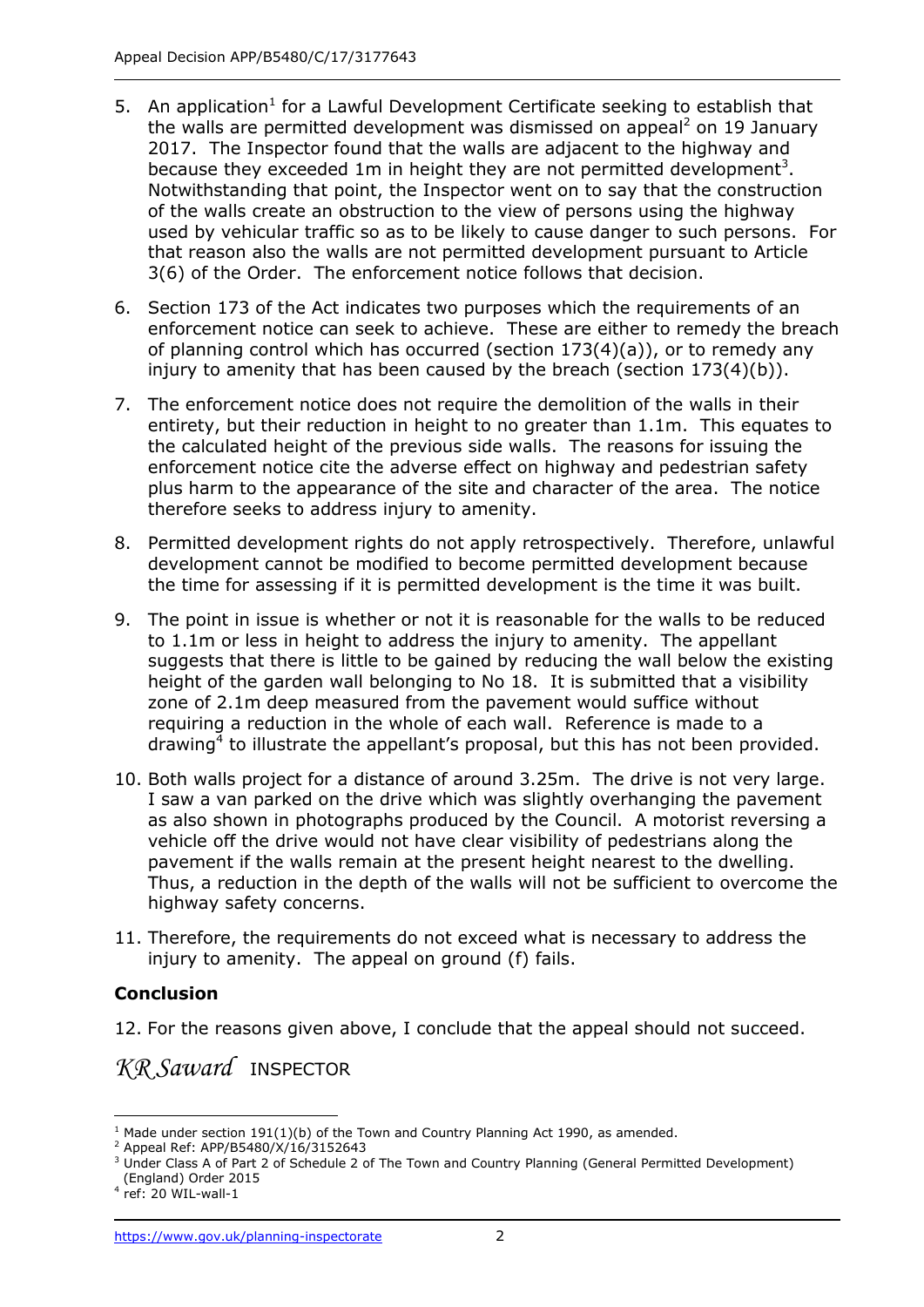5. An application[1] for a Lawful Development Certificate seeking to establish that the walls are permitted development was dismissed on appeal[2] on 19 January 2017. The Inspector found that the walls are adjacent to the highway and because they exceeded 1m in height they are not permitted development[3]. Notwithstanding that point, the Inspector went on to say that the construction of the walls create an obstruction to the view of persons using the highway used by vehicular traffic so as to be likely to cause danger to such persons. For that reason also the walls are not permitted development pursuant to Article 3(6) of the Order. The enforcement notice follows that decision.

6. Section 173 of the Act indicates two purposes which the requirements of an enforcement notice can seek to achieve. These are either to remedy the breach of planning control which has occurred (section 173(4)(a)), or to remedy any injury to amenity that has been caused by the breach (section 173(4)(b)).

7. The enforcement notice does not require the demolition of the walls in their entirety, but their reduction in height to no greater than 1.1m. This equates to the calculated height of the previous side walls. The reasons for issuing the enforcement notice cite the adverse effect on highway and pedestrian safety plus harm to the appearance of the site and character of the area. The notice therefore seeks to address injury to amenity.

8. Permitted development rights do not apply retrospectively. Therefore, unlawful development cannot be modified to become permitted development because the time for assessing if it is permitted development is the time it was built.

9. The point in issue is whether or not it is reasonable for the walls to be reduced to 1.1m or less in height to address the injury to amenity. The appellant suggests that there is little to be gained by reducing the wall below the existing height of the garden wall belonging to No 18. It is submitted that a visibility zone of 2.1m deep measured from the pavement would suffice without requiring a reduction in the whole of each wall. Reference is made to a drawing[4] to illustrate the appellant's proposal, but this has not been provided.

10. Both walls project for a distance of around 3.25m. The drive is not very large. I saw a van parked on the drive which was slightly overhanging the pavement as also shown in photographs produced by the Council. A motorist reversing a vehicle off the drive would not have clear visibility of pedestrians along the pavement if the walls remain at the present height nearest to the dwelling. Thus, a reduction in the depth of the walls will not be sufficient to overcome the highway safety concerns.

11. Therefore, the requirements do not exceed what is necessary to address the injury to amenity. The appeal on ground (f) fails.

### Conclusion

12. For the reasons given above, I conclude that the appeal should not succeed.

*KR Saward* INSPECTOR

---

[1] Made under section 191(1)(b) of the Town and Country Planning Act 1990, as amended.

[2] Appeal Ref: APP/B5480/X/16/3152643

[3] Under Class A of Part 2 of Schedule 2 of The Town and Country Planning (General Permitted Development) (England) Order 2015

[4] ref: 20 WIL-wall-1